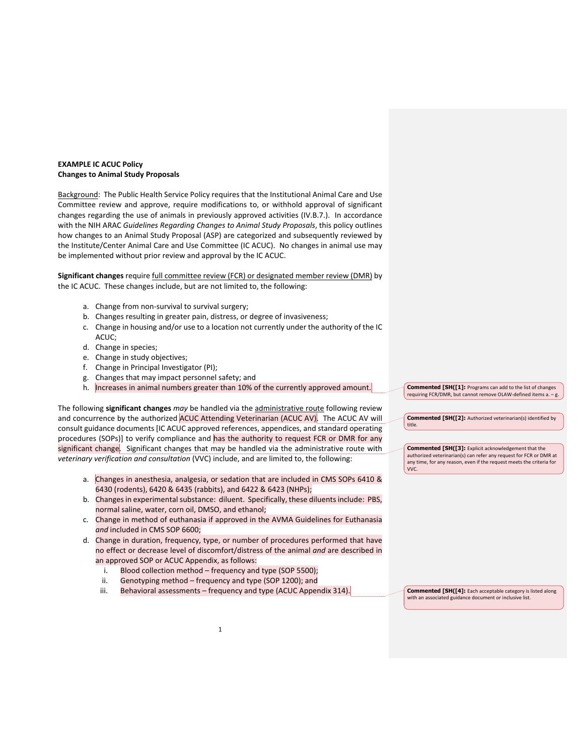**EXAMPLE IC ACUC Policy**
**Changes to Animal Study Proposals**

Background: The Public Health Service Policy requires that the Institutional Animal Care and Use Committee review and approve, require modifications to, or withhold approval of significant changes regarding the use of animals in previously approved activities (IV.B.7.). In accordance with the NIH ARAC *Guidelines Regarding Changes to Animal Study Proposals*, this policy outlines how changes to an Animal Study Proposal (ASP) are categorized and subsequently reviewed by the Institute/Center Animal Care and Use Committee (IC ACUC). No changes in animal use may be implemented without prior review and approval by the IC ACUC.

**Significant changes** require full committee review (FCR) or designated member review (DMR) by the IC ACUC. These changes include, but are not limited to, the following:

a. Change from non-survival to survival surgery;
b. Changes resulting in greater pain, distress, or degree of invasiveness;
c. Change in housing and/or use to a location not currently under the authority of the IC ACUC;
d. Change in species;
e. Change in study objectives;
f. Change in Principal Investigator (PI);
g. Changes that may impact personnel safety; and
h. Increases in animal numbers greater than 10% of the currently approved amount.

> **Commented [SH([1]:** Programs can add to the list of changes requiring FCR/DMR, but cannot remove OLAW-defined items a. – g.

The following **significant changes** *may* be handled via the administrative route following review and concurrence by the authorized ACUC Attending Veterinarian (ACUC AV). The ACUC AV will consult guidance documents [IC ACUC approved references, appendices, and standard operating procedures (SOPs)] to verify compliance and has the authority to request FCR or DMR for any significant change. Significant changes that may be handled via the administrative route with *veterinary verification and consultation* (VVC) include, and are limited to, the following:

> **Commented [SH([2]:** Authorized veterinarian(s) identified by title.

> **Commented [SH([3]:** Explicit acknowledgement that the authorized veterinarian(s) can refer any request for FCR or DMR at any time, for any reason, even if the request meets the criteria for VVC.

a. Changes in anesthesia, analgesia, or sedation that are included in CMS SOPs 6410 & 6430 (rodents), 6420 & 6435 (rabbits), and 6422 & 6423 (NHPs);
b. Changes in experimental substance: diluent. Specifically, these diluents include: PBS, normal saline, water, corn oil, DMSO, and ethanol;
c. Change in method of euthanasia if approved in the AVMA Guidelines for Euthanasia *and* included in CMS SOP 6600;
d. Change in duration, frequency, type, or number of procedures performed that have no effect or decrease level of discomfort/distress of the animal *and* are described in an approved SOP or ACUC Appendix, as follows:
   i. Blood collection method – frequency and type (SOP 5500);
   ii. Genotyping method – frequency and type (SOP 1200); and
   iii. Behavioral assessments – frequency and type (ACUC Appendix 314).

> **Commented [SH([4]:** Each acceptable category is listed along with an associated guidance document or inclusive list.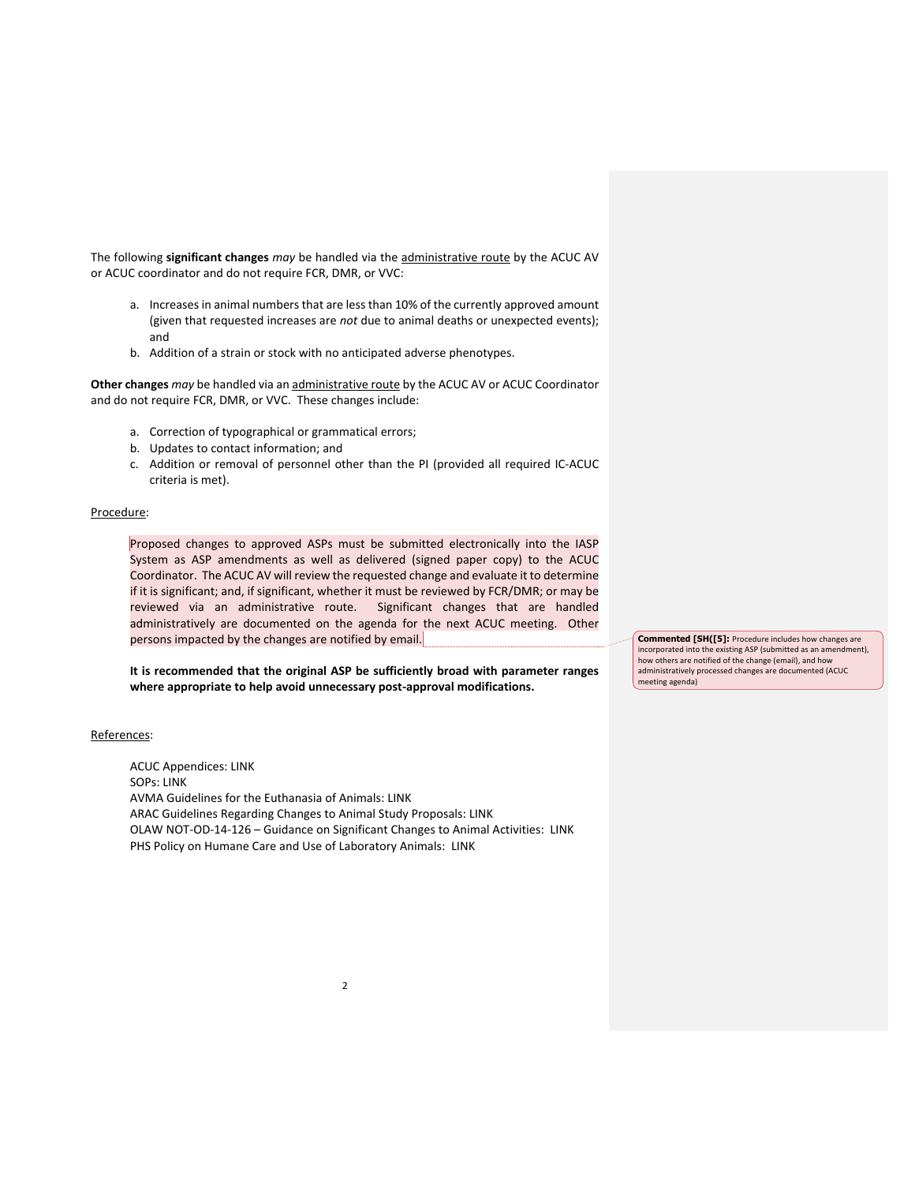The following **significant changes** *may* be handled via the administrative route by the ACUC AV or ACUC coordinator and do not require FCR, DMR, or VVC:

a. Increases in animal numbers that are less than 10% of the currently approved amount (given that requested increases are *not* due to animal deaths or unexpected events); and
b. Addition of a strain or stock with no anticipated adverse phenotypes.

**Other changes** *may* be handled via an administrative route by the ACUC AV or ACUC Coordinator and do not require FCR, DMR, or VVC. These changes include:

a. Correction of typographical or grammatical errors;
b. Updates to contact information; and
c. Addition or removal of personnel other than the PI (provided all required IC-ACUC criteria is met).

Procedure:

Proposed changes to approved ASPs must be submitted electronically into the IASP System as ASP amendments as well as delivered (signed paper copy) to the ACUC Coordinator. The ACUC AV will review the requested change and evaluate it to determine if it is significant; and, if significant, whether it must be reviewed by FCR/DMR; or may be reviewed via an administrative route. Significant changes that are handled administratively are documented on the agenda for the next ACUC meeting. Other persons impacted by the changes are notified by email.

**Commented [SH([5]:** Procedure includes how changes are incorporated into the existing ASP (submitted as an amendment), how others are notified of the change (email), and how administratively processed changes are documented (ACUC meeting agenda)

**It is recommended that the original ASP be sufficiently broad with parameter ranges where appropriate to help avoid unnecessary post-approval modifications.**

References:

ACUC Appendices: LINK
SOPs: LINK
AVMA Guidelines for the Euthanasia of Animals: LINK
ARAC Guidelines Regarding Changes to Animal Study Proposals: LINK
OLAW NOT-OD-14-126 – Guidance on Significant Changes to Animal Activities: LINK
PHS Policy on Humane Care and Use of Laboratory Animals: LINK